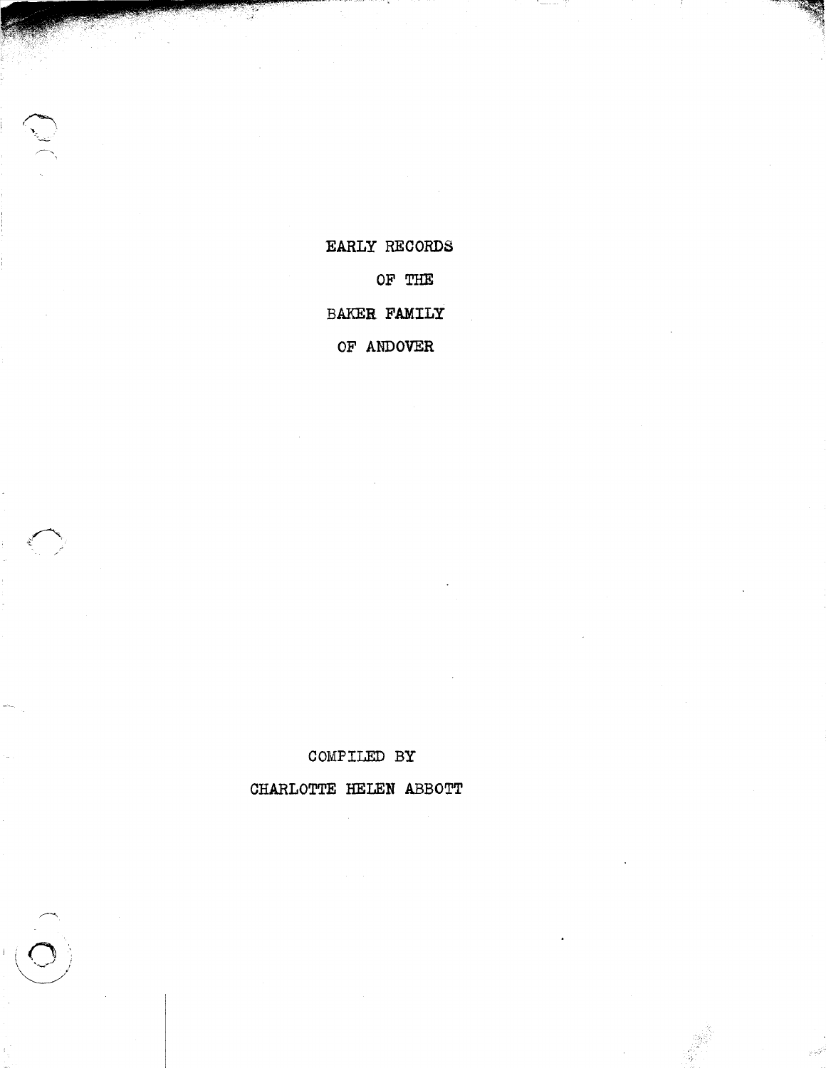# EARLY RECORDS OF THE BAKER FAMILY OF ANDOVER

COMPILED BY

CHARLOTTE HELEN ABBOTT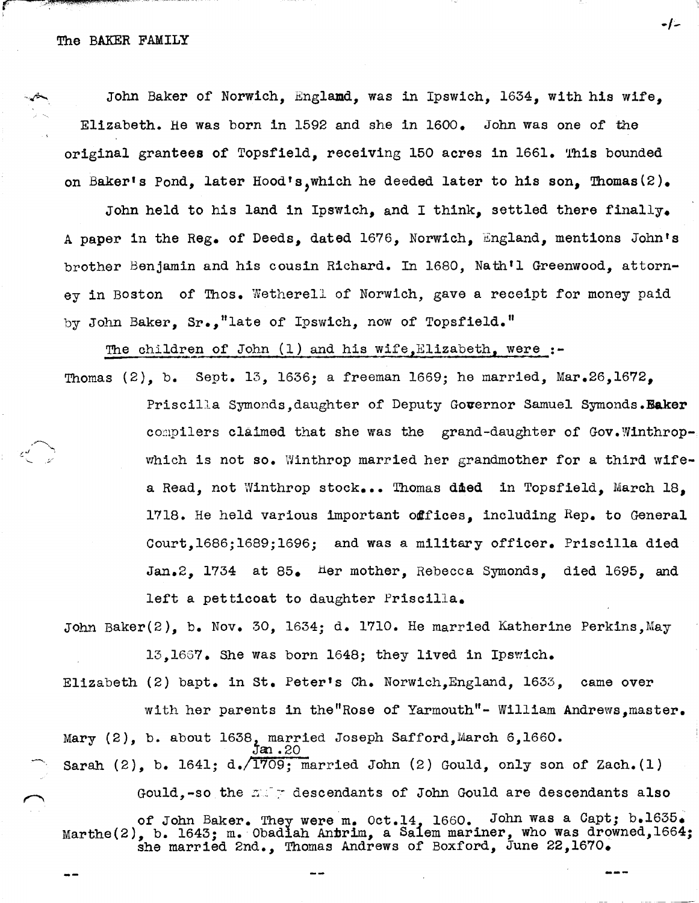The BAKER FAMILY

John Baker of Norwich, England, was in Ipswich, 1634, with his wife, Elizabeth. He was born in 1592 and she in 1600. John was one of the original grantees of Topsfield, receiving 150 acres in 1661. This bounded on Baker's Pond, later Hood's, which he deeded later to his son, Thomas(2).

John held to his land in Ipswich, and I think, settled there finally. A paper in the Reg. of Deeds, dated 1676, Norwich, England, mentions John's brother Benjamin and his cousin Richard. In 1680, Nath'l Greenwood, attorney in Boston of Thos. Wetherell of Norwich, gave a receipt for money paid by John Baker, Sr.,"late of Ipswich, now of Topsfield."

The children of John (1) and his wife, Elizabeth, were :-

Thomas (2), b. Sept. 13, 1636; a freeman 1669; he married, Mar.26,1672, Priscilla Symonds, daughter of Deputy Governor Samuel Symonds. Baker compilers claimed that she was the grand-daughter of Gov. Winthrop- which is not so. Winthrop married her grandmother for a third wife- a Read, not Winthrop stock... Thomas died in Topsfield, March 18, 1718. He held various important offices, including Rep. to General Court, 1686;1689;1696; and was a military officer. Priscilla died Jan.2, 1734 at 85. Her mother, Rebecca Symonds, died 1695, and left a petticoat to daughter Priscilla.

John Baker(2), b. Nov. 30, 1634; d. 1710. He married Katherine Perkins, May 13,1667. She was born 1648; they lived in Ipswich.

Elizabeth (2) bapt. in St. Peter's Ch. Norwich, England, 1633, came over with her parents in the"Rose of Yarmouth"- William Andrews, master.

Mary (2), b. about 1638, married Joseph Safford, March 6,1660.

Sarah (2), b. 1641; d. Jan.20 1709; married John (2) Gould, only son of Zach.(1) Gould,-so the many descendants of John Gould are descendants also of John Baker. They were m. Oct.14, 1660. John was a Capt; b.1635.

Marthe(2), b. 1643; m. Obadiah Antrim, a Salem mariner, who was drowned, 1664; she married 2nd., Thomas Andrews of Boxford, June 22,1670.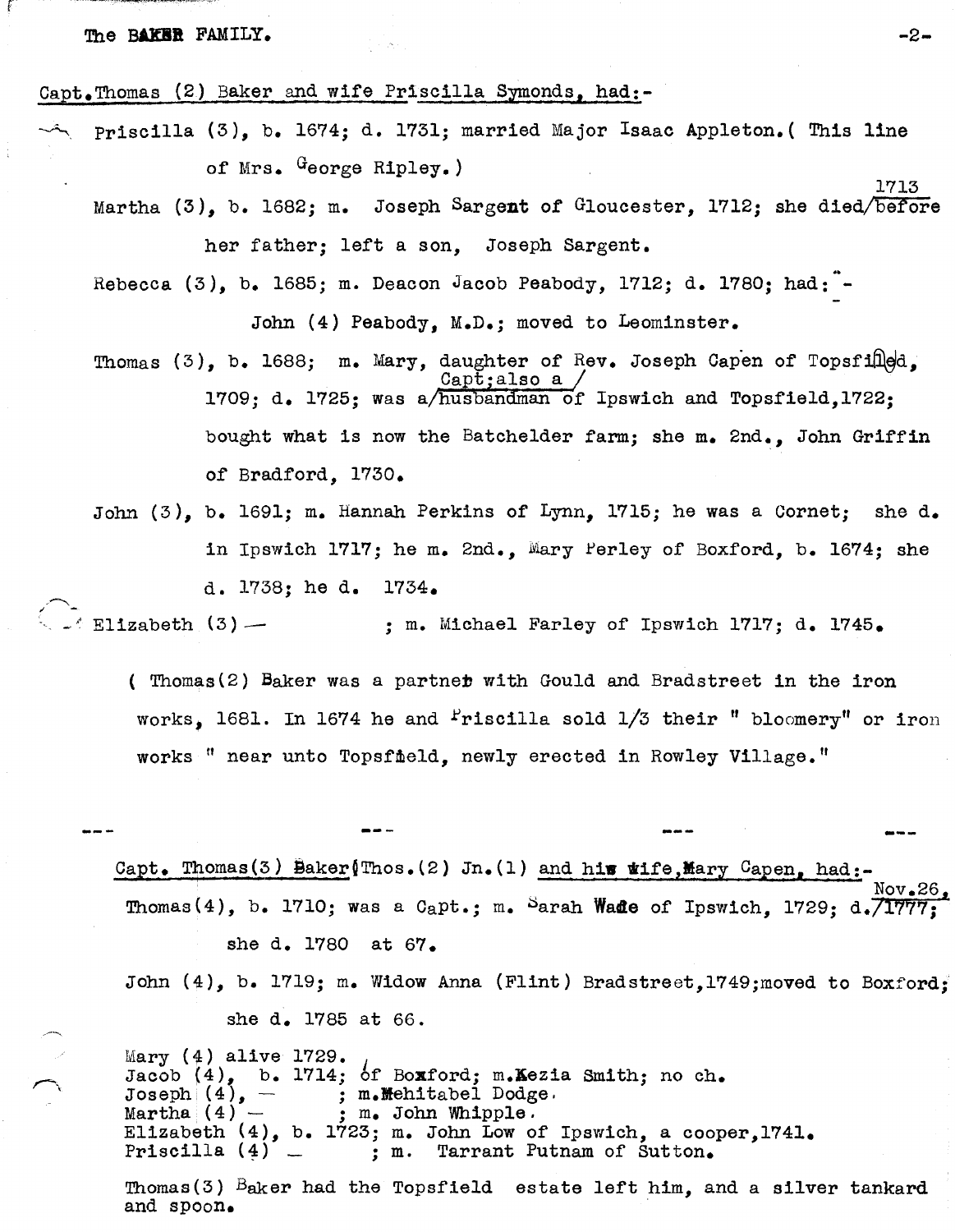Capt. Thomas (2) Baker and wife Priscilla Symonds, had:-

Priscilla (3), b. 1674; d. 1731; married Major Isaac Appleton. ( This line of Mrs. George Ripley. )

Martha (3), b. 1682; m. Joseph Sargent of Gloucester, 1712; she died 1713 ~~before~~ her father; left a son, Joseph Sargent.

Rebecca (3), b. 1685; m. Deacon Jacob Peabody, 1712; d. 1780; had:-

John (4) Peabody, M.D.; moved to Leominster.

Thomas (3), b. 1688; m. Mary, daughter of Rev. Joseph Capen of Topsfield, 1709; d. 1725; was a Capt; also a husbandman of Ipswich and Topsfield, 1722; bought what is now the Batchelder farm; she m. 2nd., John Griffin of Bradford, 1730.

John (3), b. 1691; m. Hannah Perkins of Lynn, 1715; he was a Cornet; she d. in Ipswich 1717; he m. 2nd., Mary Perley of Boxford, b. 1674; she d. 1738; he d. 1734.

Elizabeth (3) — ; m. Michael Farley of Ipswich 1717; d. 1745.

( Thomas(2) Baker was a partner with Gould and Bradstreet in the iron works, 1681. In 1674 he and Priscilla sold 1/3 their " bloomery" or iron works " near unto Topsfield, newly erected in Rowley Village."

--- --- --- ---

Capt. Thomas(3) Baker (Thos.(2) Jn.(1) and his wife, Mary Capen, had:-

Thomas(4), b. 1710; was a Capt.; m. Sarah Wade of Ipswich, 1729; d. Nov.26, 1777; she d. 1780 at 67.

John (4), b. 1719; m. Widow Anna (Flint) Bradstreet, 1749; moved to Boxford; she d. 1785 at 66.

Mary (4) alive 1729.
Jacob (4), b. 1714; of Boxford; m. Kezia Smith; no ch.
Joseph (4), — ; m. Mehitabel Dodge.
Martha (4) — ; m. John Whipple.
Elizabeth (4), b. 1723; m. John Low of Ipswich, a cooper, 1741.
Priscilla (4) — ; m. Tarrant Putnam of Sutton.

Thomas(3) Baker had the Topsfield estate left him, and a silver tankard and spoon.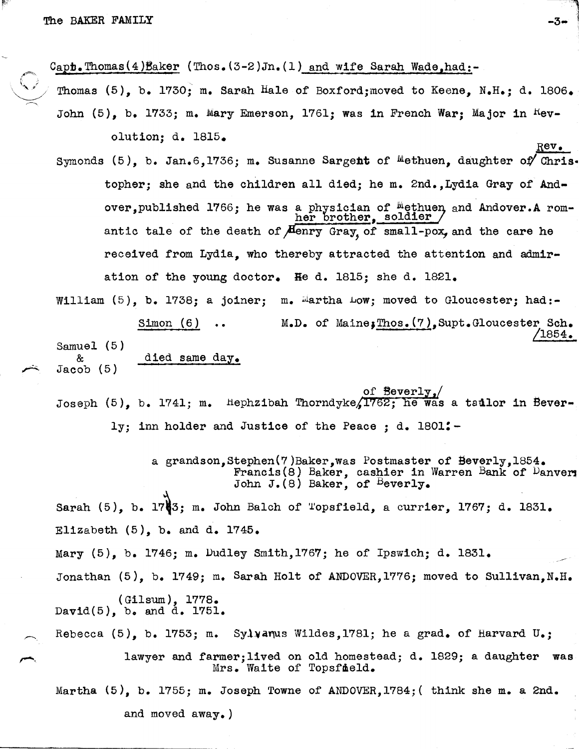Capt. Thomas(4)Baker (Thos.(3-2)Jn.(1) and wife Sarah Wade, had:-

Thomas (5), b. 1730; m. Sarah Hale of Boxford; moved to Keene, N.H.; d. 1806.

John (5), b. 1733; m. Mary Emerson, 1761; was in French War; Major in Revolution; d. 1815.

Symonds (5), b. Jan.6,1736; m. Susanne Sargent of Methuen, daughter of Rev. Christopher; she and the children all died; he m. 2nd., Lydia Gray of Andover, published 1766; he was a physician of Methuen and Andover. A romantic tale of the death of her brother, soldier Henry Gray, of small-pox, and the care he received from Lydia, who thereby attracted the attention and admiration of the young doctor. He d. 1815; she d. 1821.

William (5), b. 1738; a joiner; m. Martha Low; moved to Gloucester; had:-

Simon (6) .. M.D. of Maine; Thos.(7), Supt. Gloucester Sch. 1854.

Samuel (5) & Jacob (5) died same day.

Joseph (5), b. 1741; m. Hephzibah Thorndyke of Beverly, 1762; he was a tailor in Beverly; inn holder and Justice of the Peace ; d. 1801:-

a grandson, Stephen(7)Baker, was Postmaster of Beverly, 1854.
Francis(8) Baker, cashier in Warren Bank of Danvers
John J.(8) Baker, of Beverly.

Sarah (5), b. 1743; m. John Balch of Topsfield, a currier, 1767; d. 1831.

Elizabeth (5), b. and d. 1745.

Mary (5), b. 1746; m. Dudley Smith, 1767; he of Ipswich; d. 1831.

Jonathan (5), b. 1749; m. Sarah Holt of ANDOVER, 1776; moved to Sullivan, N.H. (Gilsum), 1778.

David(5), b. and d. 1751.

Rebecca (5), b. 1753; m. Sylvanus Wildes, 1781; he a grad. of Harvard U.; lawyer and farmer; lived on old homestead; d. 1829; a daughter was Mrs. Waite of Topsfield.

Martha (5), b. 1755; m. Joseph Towne of ANDOVER, 1784; ( think she m. a 2nd. and moved away.)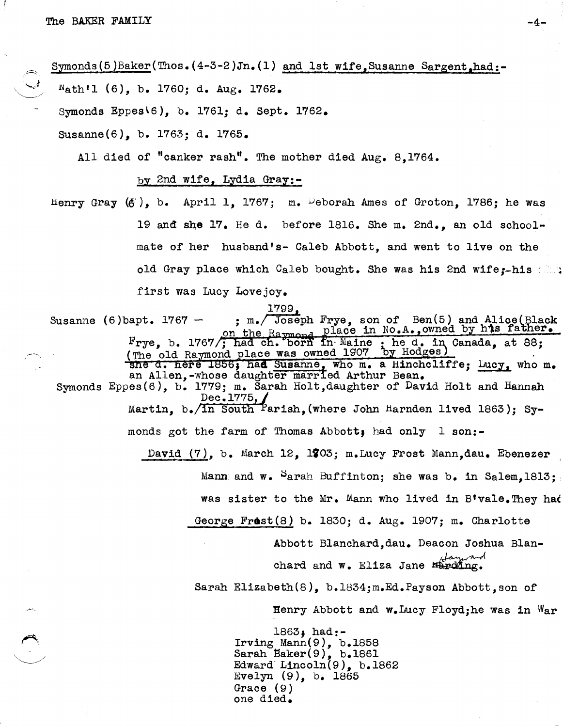Symonds(5)Baker(Thos.(4-3-2)Jn.(1) and 1st wife, Susanne Sargent, had:-

Nath'l (6), b. 1760; d. Aug. 1762.

Symonds Eppes(6), b. 1761; d. Sept. 1762.

Susanne(6), b. 1763; d. 1765.

All died of "canker rash". The mother died Aug. 8,1764.

by 2nd wife, Lydia Gray:-

Henry Gray (6), b. April 1, 1767; m. Deborah Ames of Groton, 1786; he was 19 and she 17. He d. before 1816. She m. 2nd., an old schoolmate of her husband's- Caleb Abbott, and went to live on the old Gray place which Caleb bought. She was his 2nd wife;-his first was Lucy Lovejoy.

Susanne (6)bapt. 1767 — ; m. 1799, Joseph Frye, son of Ben(5) and Alice(Black Frye, b. 1767; on the Raymond place in No.A., owned by his father. had ch. born in Maine ; he d. in Canada, at 88; (The old Raymond place was owned 1907 by Hodges) she d. here 1856; had Susanne, who m. a Hinchcliffe; Lucy, who m. an Allen,-whose daughter married Arthur Bean.

Symonds Eppes(6), b. 1779; m. Sarah Holt, daughter of David Holt and Hannah Martin, b. Dec.1775, in South Parish, (where John Harnden lived 1863); Symonds got the farm of Thomas Abbott; had only 1 son:-

David (7), b. March 12, 1803; m. Lucy Frost Mann, dau. Ebenezer Mann and w. Sarah Buffinton; she was b. in Salem, 1813; was sister to the Mr. Mann who lived in B'vale. They had

George Frost(8) b. 1830; d. Aug. 1907; m. Charlotte Abbott Blanchard, dau. Deacon Joshua Blanchard and w. Eliza Jane Haynard.

Sarah Elizabeth(8), b.1834; m. Ed. Payson Abbott, son of Henry Abbott and w. Lucy Floyd; he was in War 1863; had:-

Irving Mann(9), b.1858
Sarah Baker(9), b.1861
Edward Lincoln(9), b.1862
Evelyn (9), b. 1865
Grace (9)
one died.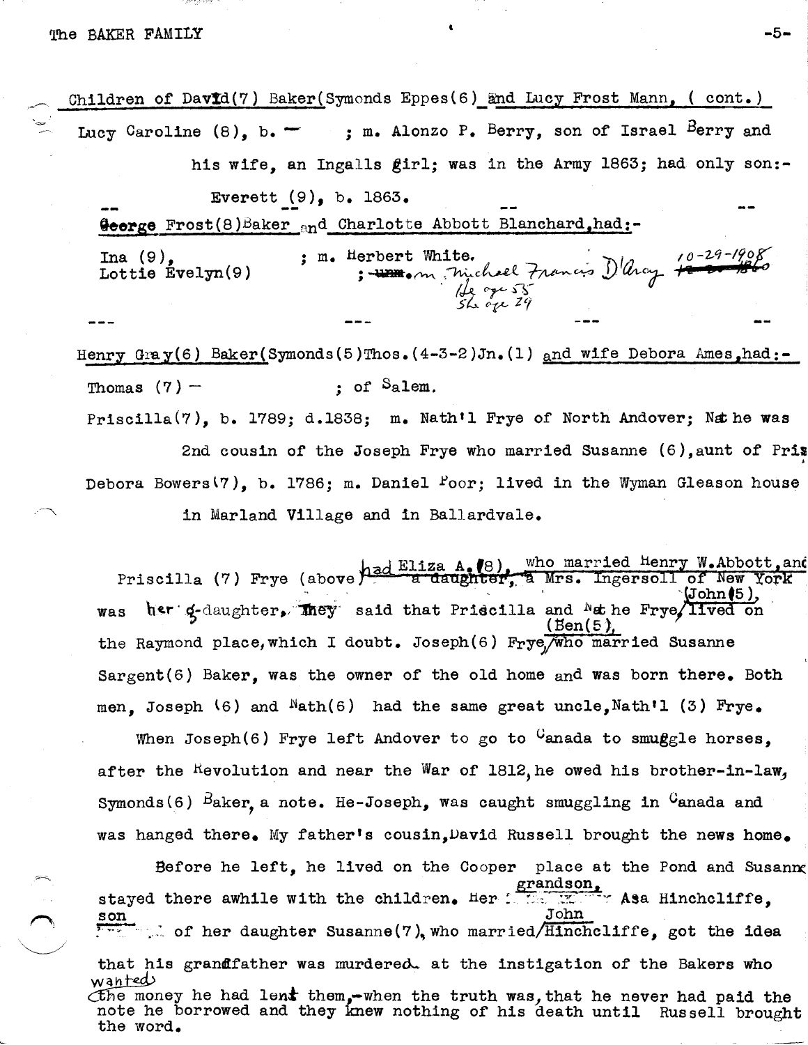Children of David(7) Baker(Symonds Eppes(6) and Lucy Frost Mann, ( cont.)

Lucy Caroline (8), b. — ; m. Alonzo P. Berry, son of Israel Berry and his wife, an Ingalls girl; was in the Army 1863; had only son:-

Everett (9), b. 1863.

-- -- -- --

George Frost(8) Baker and Charlotte Abbott Blanchard, had:-

Ina (9), ; m. Herbert White.
Lottie Evelyn(9) ; ~~unm.~~ m. Michael Francis D'Arcy 10-29-1908
He age 55
She age 29

--- --- --- ---

Henry Gray(6) Baker(Symonds(5)Thos.(4-3-2)Jn.(1) and wife Debora Ames, had:-

Thomas (7) — ; of Salem.

Priscilla(7), b. 1789; d.1838; m. Nath'l Frye of North Andover; Nathe was 2nd cousin of the Joseph Frye who married Susanne (6), aunt of Pris

Debora Bowers(7), b. 1786; m. Daniel Poor; lived in the Wyman Gleason house in Marland Village and in Ballardvale.

Priscilla (7) Frye (above) had Eliza A.(8), who married Henry W.Abbott, and ~~a daughter, a~~ Mrs. Ingersoll of New York was her g-daughter. They said that Priscilla and Nathe Frye, (John(5)) lived on the Raymond place, which I doubt. Joseph(6) Frye, (Ben(5)) who married Susanne Sargent(6) Baker, was the owner of the old home and was born there. Both men, Joseph (6) and Nath(6) had the same great uncle, Nath'l (3) Frye.

When Joseph(6) Frye left Andover to go to Canada to smuggle horses, after the Revolution and near the War of 1812, he owed his brother-in-law, Symonds(6) Baker, a note. He-Joseph, was caught smuggling in Canada and was hanged there. My father's cousin, David Russell brought the news home.

Before he left, he lived on the Cooper place at the Pond and Susanne stayed there awhile with the children. Her grandson, Asa Hinchcliffe, son of her daughter Susanne(7), who married John Hinchcliffe, got the idea that his grandfather was murdered at the instigation of the Bakers who wanted the money he had lent them,-when the truth was, that he never had paid the note he borrowed and they knew nothing of his death until Russell brought the word.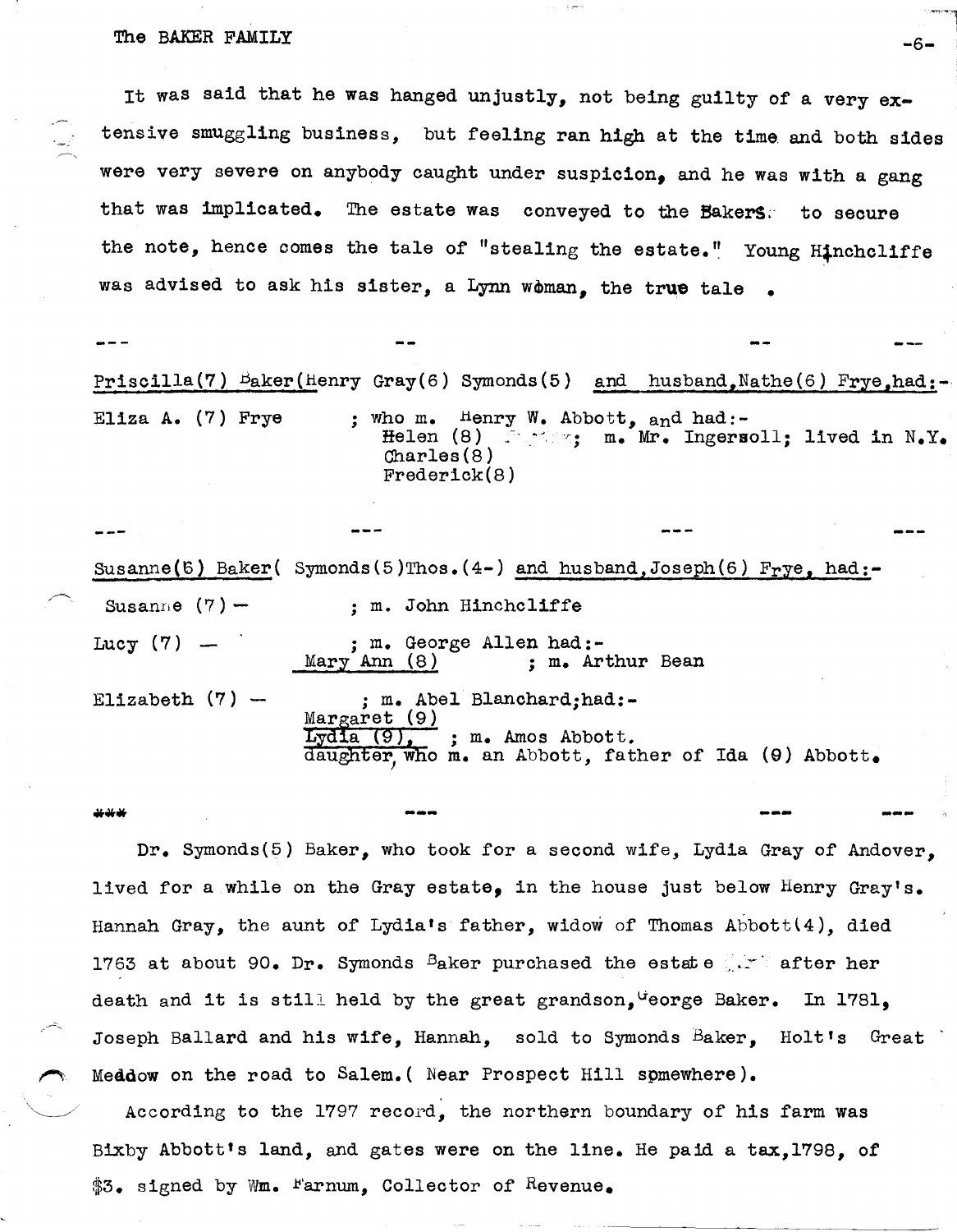It was said that he was hanged unjustly, not being guilty of a very extensive smuggling business, but feeling ran high at the time and both sides were very severe on anybody caught under suspicion, and he was with a gang that was implicated. The estate was conveyed to the Bakers to secure the note, hence comes the tale of "stealing the estate." Young Hinchcliffe was advised to ask his sister, a Lynn woman, the true tale .

--- -- -- ---

Priscilla(7) Baker(Henry Gray(6) Symonds(5) and husband, Nathe(6) Frye, had:-

Eliza A. (7) Frye ; who m. Henry W. Abbott, and had:-
 Helen (8) ; m. Mr. Ingersoll; lived in N.Y.
 Charles(8)
 Frederick(8)

--- --- --- ---

Susanne(6) Baker( Symonds(5)Thos.(4-) and husband, Joseph(6) Frye, had:-

Susanne (7) — ; m. John Hinchcliffe

Lucy (7) — ; m. George Allen had:-
 Mary Ann (8) ; m. Arthur Bean

Elizabeth (7) — ; m. Abel Blanchard;had:-
 Margaret (9)
 Lydia (9), ; m. Amos Abbott.
 daughter, who m. an Abbott, father of Ida (9) Abbott.

\*\*\* --- --- ---

Dr. Symonds(5) Baker, who took for a second wife, Lydia Gray of Andover, lived for a while on the Gray estate, in the house just below Henry Gray's. Hannah Gray, the aunt of Lydia's father, widow of Thomas Abbott(4), died 1763 at about 90. Dr. Symonds Baker purchased the estate after her death and it is still held by the great grandson, George Baker. In 1781, Joseph Ballard and his wife, Hannah, sold to Symonds Baker, Holt's Great Meadow on the road to Salem.( Near Prospect Hill somewhere).

According to the 1797 record, the northern boundary of his farm was Bixby Abbott's land, and gates were on the line. He paid a tax,1798, of $3. signed by Wm. Farnum, Collector of Revenue.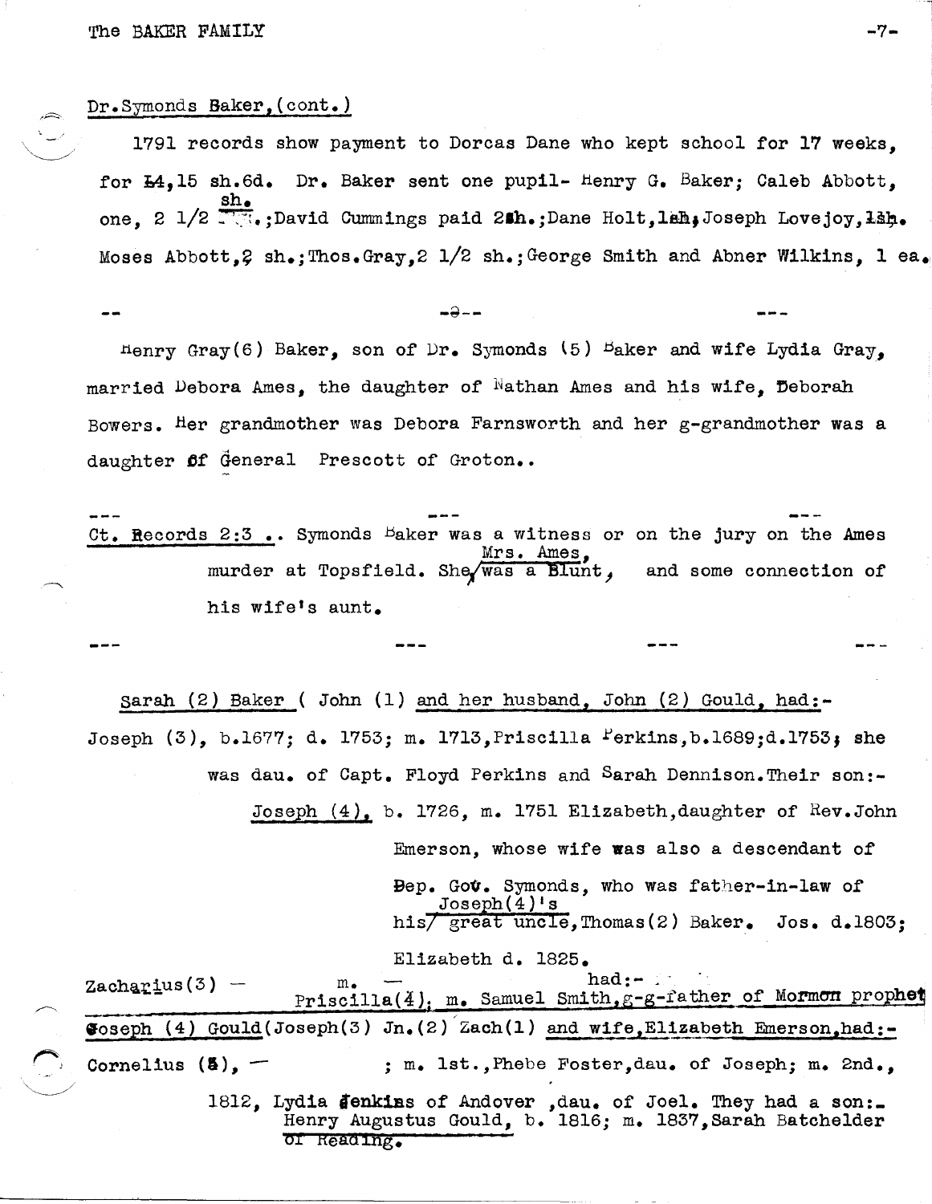Dr. Symonds Baker, (cont.)

1791 records show payment to Dorcas Dane who kept school for 17 weeks, for £4,15 sh.6d. Dr. Baker sent one pupil- Henry G. Baker; Caleb Abbott, one, 2 1/2 sh.; David Cummings paid 2sh.; Dane Holt, 1sh; Joseph Lovejoy, 1sh. Moses Abbott, 2 sh.; Thos. Gray, 2 1/2 sh.; George Smith and Abner Wilkins, 1 ea.

-- -0-- ---

Henry Gray(6) Baker, son of Dr. Symonds (5) Baker and wife Lydia Gray, married Debora Ames, the daughter of Nathan Ames and his wife, Deborah Bowers. Her grandmother was Debora Farnsworth and her g-grandmother was a daughter of General Prescott of Groton..

--- --- ---

Ct. Records 2:3 .. Symonds Baker was a witness or on the jury on the Ames murder at Topsfield. She (Mrs. Ames,) was a Blunt, and some connection of his wife's aunt.

--- --- --- ---

Sarah (2) Baker ( John (1) and her husband, John (2) Gould, had:-
Joseph (3), b.1677; d. 1753; m. 1713, Priscilla Perkins, b.1689; d.1753; she was dau. of Capt. Floyd Perkins and Sarah Dennison. Their son:-
Joseph (4), b. 1726, m. 1751 Elizabeth, daughter of Rev. John Emerson, whose wife was also a descendant of Dep. Gov. Symonds, who was father-in-law of his (Joseph(4)'s) great uncle, Thomas(2) Baker. Jos. d.1803; Elizabeth d. 1825.

Zacharius(3) — m. — had:- Priscilla(4), m. Samuel Smith, g-g-father of Mormon prophet

Joseph (4) Gould(Joseph(3) Jn.(2) Zach(1) and wife, Elizabeth Emerson, had:-
Cornelius (5), — ; m. 1st., Phebe Foster, dau. of Joseph; m. 2nd., 1812, Lydia Jenkins of Andover, dau. of Joel. They had a son:- Henry Augustus Gould, b. 1816; m. 1837, Sarah Batchelder of Reading.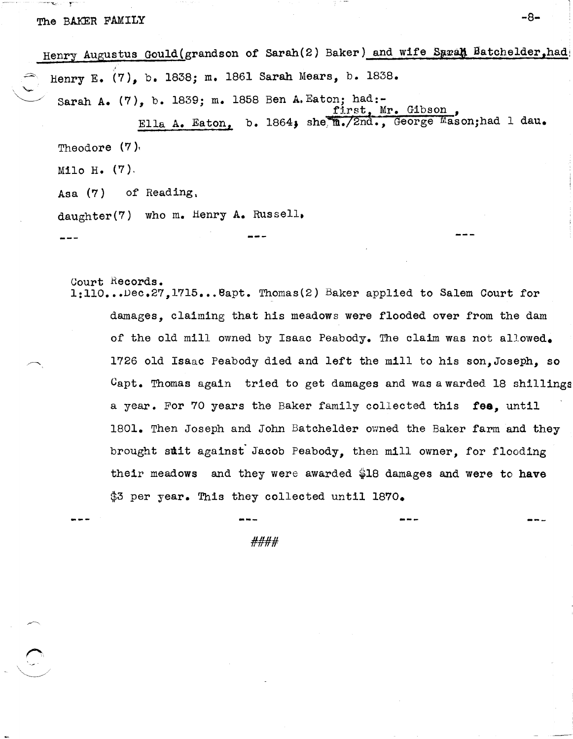Henry Augustus Gould(grandson of Sarah(2) Baker) and wife Sarah Batchelder,had:

Henry E. (7), b. 1838; m. 1861 Sarah Mears, b. 1838.

Sarah A. (7), b. 1839; m. 1858 Ben A. Eaton; had:-

Ella A. Eaton, b. 1864; she m. first, Mr. Gibson, /2nd., George Mason;had 1 dau.

Theodore (7).

Milo H. (7).

Asa (7) of Reading.

daughter(7) who m. Henry A. Russell.

--- --- ---

Court Records.

1:110...Dec.27,1715...Capt. Thomas(2) Baker applied to Salem Court for damages, claiming that his meadows were flooded over from the dam of the old mill owned by Isaac Peabody. The claim was not allowed. 1726 old Isaac Peabody died and left the mill to his son,Joseph, so Capt. Thomas again tried to get damages and was awarded 18 shillings a year. For 70 years the Baker family collected this fee, until 1801. Then Joseph and John Batchelder owned the Baker farm and they brought suit against Jacob Peabody, then mill owner, for flooding their meadows and they were awarded $18 damages and were to have $3 per year. This they collected until 1870.

--- --- --- ---

####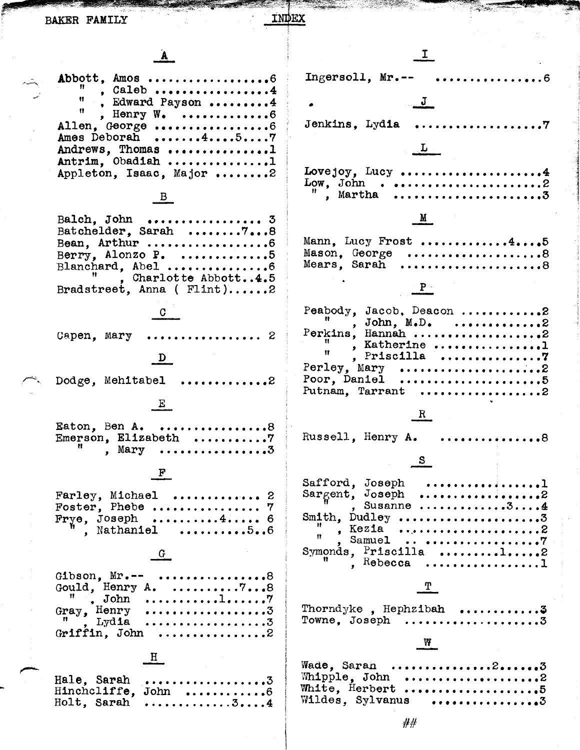BAKER FAMILY

# INDEX

## A

Abbott, Amos ..................6
" , Caleb ..................4
" , Edward Payson .........4
" , Henry W. .............6
Allen, George ..................6
Ames Deborah .......4....5....7
Andrews, Thomas ...............1
Antrim, Obadiah ...............1
Appleton, Isaac, Major ........2

## B

Balch, John ................ 3
Batchelder, Sarah ........7...8
Bean, Arthur ..................6
Berry, Alonzo P. .............5
Blanchard, Abel ..............6
" , Charlotte Abbott..4.5
Bradstreet, Anna ( Flint)......2

## C

Capen, Mary ................ 2

## D

Dodge, Mehitabel .............2

## E

Eaton, Ben A. ................8
Emerson, Elizabeth ...........7
" , Mary ................3

## F

Farley, Michael ............. 2
Foster, Phebe ............... 7
Frye, Joseph ..........4..... 6
" , Nathaniel ..........5..6

## G

Gibson, Mr.-- ................8
Gould, Henry A. ..........7...8
" , John ..........1......7
Gray, Henry ..................3
" , Lydia ..................3
Griffin, John ................2

## H

Hale, Sarah ..................3
Hinchcliffe, John ............6
Holt, Sarah ............3....4

## I

Ingersoll, Mr.-- ...............6

## J

Jenkins, Lydia ..................7

## L

Lovejoy, Lucy ....................4
Low, John . ......................2
" , Martha ......................3

## M

Mann, Lucy Frost ............4....5
Mason, George ....................8
Mears, Sarah .....................8

## P

Peabody, Jacob, Deacon ...........2
" , John, M.D. .............2
Perkins, Hannah ..................2
" , Katherine ...............1
" , Priscilla ..............7
Perley, Mary .....................2
Poor, Daniel .....................5
Putnam, Tarrant ..................2

## R

Russell, Henry A. ...............8

## S

Safford, Joseph .................1
Sargent, Joseph .................2
" , Susanne .............3....4
Smith, Dudley ....................3
" , Kezia ....................2
" , Samuel ...................7
Symonds, Priscilla .........1.....2
" , Rebecca .................1

## T

Thorndyke , Hephzibah ...........3
Towne, Joseph ...................3

## W

Wade, Saran ...............2......3
Whipple, John ....................2
White, Herbert ...................5
Wildes, Sylvanus ................3

##